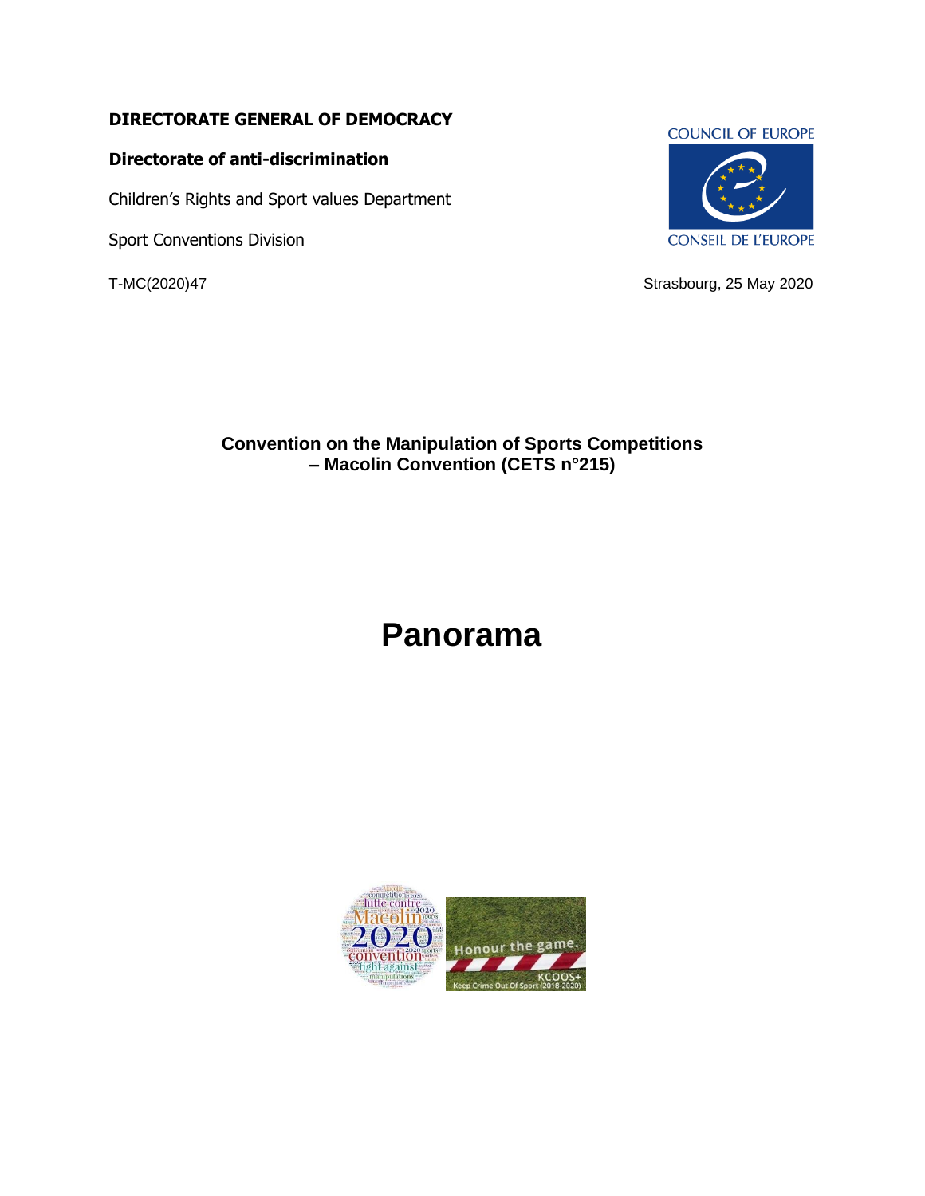**DIRECTORATE GENERAL OF DEMOCRACY**

**Directorate of anti-discrimination**

Children's Rights and Sport values Department

Sport Conventions Division

T-MC(2020)47

Strasbourg, 25 May 2020

**Convention on the Manipulation of Sports Competitions – Macolin Convention (CETS n°215)**

# Panorama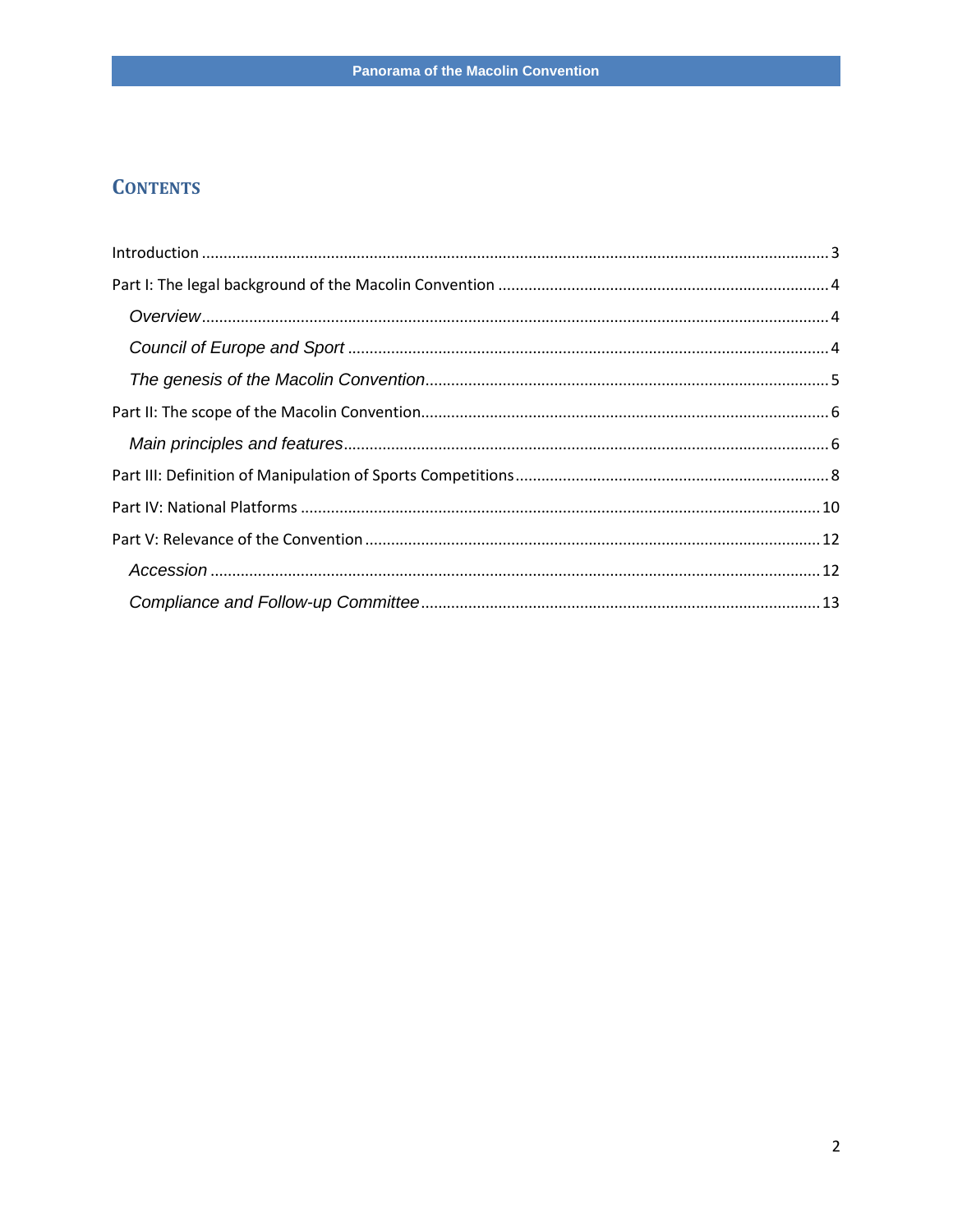## Contents

Introduction ........ 3

Part I: The legal background of the Macolin Convention ........ 4

- *Overview* ........ 4
- *Council of Europe and Sport* ........ 4
- *The genesis of the Macolin Convention* ........ 5

Part II: The scope of the Macolin Convention ........ 6

- *Main principles and features* ........ 6

Part III: Definition of Manipulation of Sports Competitions ........ 8

Part IV: National Platforms ........ 10

Part V: Relevance of the Convention ........ 12

- *Accession* ........ 12
- *Compliance and Follow-up Committee* ........ 13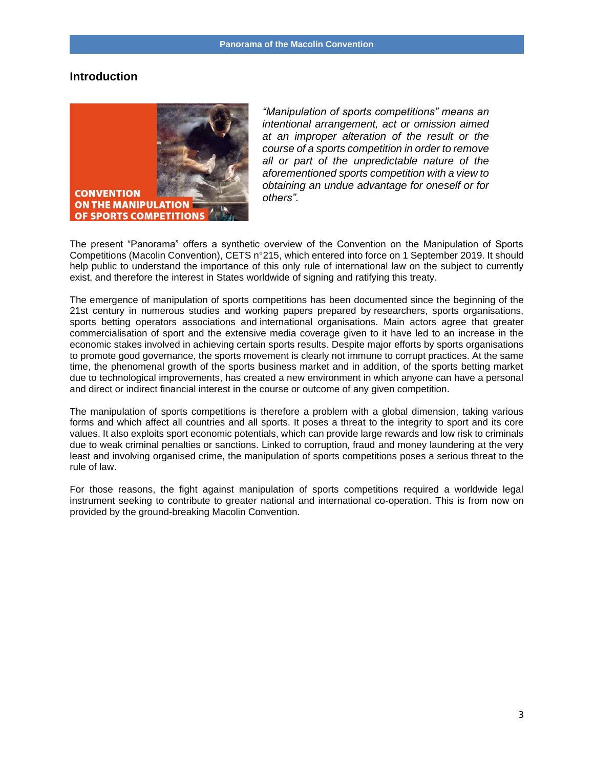## Introduction

*"Manipulation of sports competitions" means an intentional arrangement, act or omission aimed at an improper alteration of the result or the course of a sports competition in order to remove all or part of the unpredictable nature of the aforementioned sports competition with a view to obtaining an undue advantage for oneself or for others".*

The present "Panorama" offers a synthetic overview of the Convention on the Manipulation of Sports Competitions (Macolin Convention), CETS n°215, which entered into force on 1 September 2019. It should help public to understand the importance of this only rule of international law on the subject to currently exist, and therefore the interest in States worldwide of signing and ratifying this treaty.

The emergence of manipulation of sports competitions has been documented since the beginning of the 21st century in numerous studies and working papers prepared by researchers, sports organisations, sports betting operators associations and international organisations. Main actors agree that greater commercialisation of sport and the extensive media coverage given to it have led to an increase in the economic stakes involved in achieving certain sports results. Despite major efforts by sports organisations to promote good governance, the sports movement is clearly not immune to corrupt practices. At the same time, the phenomenal growth of the sports business market and in addition, of the sports betting market due to technological improvements, has created a new environment in which anyone can have a personal and direct or indirect financial interest in the course or outcome of any given competition.

The manipulation of sports competitions is therefore a problem with a global dimension, taking various forms and which affect all countries and all sports. It poses a threat to the integrity to sport and its core values. It also exploits sport economic potentials, which can provide large rewards and low risk to criminals due to weak criminal penalties or sanctions. Linked to corruption, fraud and money laundering at the very least and involving organised crime, the manipulation of sports competitions poses a serious threat to the rule of law.

For those reasons, the fight against manipulation of sports competitions required a worldwide legal instrument seeking to contribute to greater national and international co-operation. This is from now on provided by the ground-breaking Macolin Convention.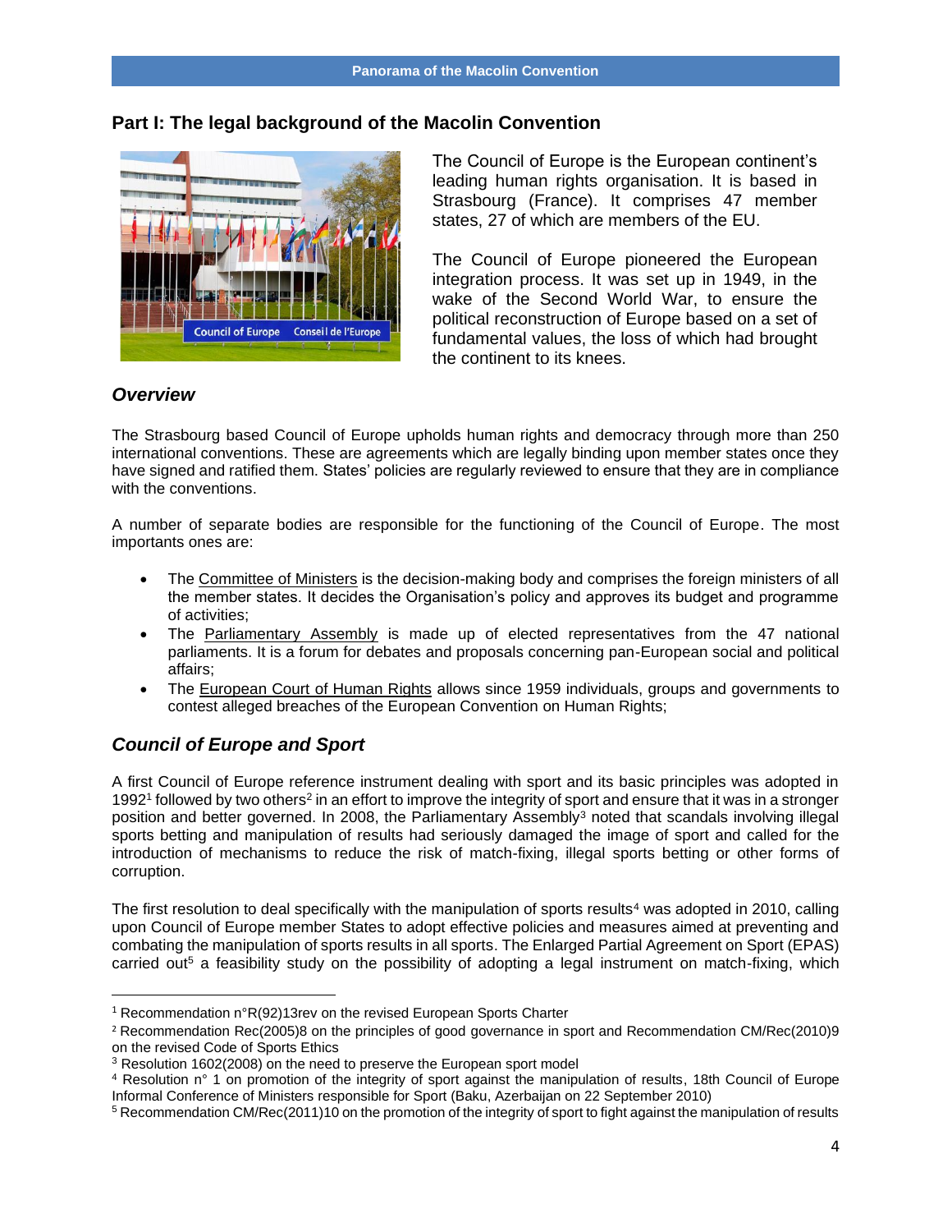## Part I: The legal background of the Macolin Convention

The Council of Europe is the European continent's leading human rights organisation. It is based in Strasbourg (France). It comprises 47 member states, 27 of which are members of the EU.

The Council of Europe pioneered the European integration process. It was set up in 1949, in the wake of the Second World War, to ensure the political reconstruction of Europe based on a set of fundamental values, the loss of which had brought the continent to its knees.

### *Overview*

The Strasbourg based Council of Europe upholds human rights and democracy through more than 250 international conventions. These are agreements which are legally binding upon member states once they have signed and ratified them. States' policies are regularly reviewed to ensure that they are in compliance with the conventions.

A number of separate bodies are responsible for the functioning of the Council of Europe. The most importants ones are:

- The Committee of Ministers is the decision-making body and comprises the foreign ministers of all the member states. It decides the Organisation's policy and approves its budget and programme of activities;
- The Parliamentary Assembly is made up of elected representatives from the 47 national parliaments. It is a forum for debates and proposals concerning pan-European social and political affairs;
- The European Court of Human Rights allows since 1959 individuals, groups and governments to contest alleged breaches of the European Convention on Human Rights;

### *Council of Europe and Sport*

A first Council of Europe reference instrument dealing with sport and its basic principles was adopted in 1992[1] followed by two others[2] in an effort to improve the integrity of sport and ensure that it was in a stronger position and better governed. In 2008, the Parliamentary Assembly[3] noted that scandals involving illegal sports betting and manipulation of results had seriously damaged the image of sport and called for the introduction of mechanisms to reduce the risk of match-fixing, illegal sports betting or other forms of corruption.

The first resolution to deal specifically with the manipulation of sports results[4] was adopted in 2010, calling upon Council of Europe member States to adopt effective policies and measures aimed at preventing and combating the manipulation of sports results in all sports. The Enlarged Partial Agreement on Sport (EPAS) carried out[5] a feasibility study on the possibility of adopting a legal instrument on match-fixing, which

---

[1] Recommendation n°R(92)13rev on the revised European Sports Charter

[2] Recommendation Rec(2005)8 on the principles of good governance in sport and Recommendation CM/Rec(2010)9 on the revised Code of Sports Ethics

[3] Resolution 1602(2008) on the need to preserve the European sport model

[4] Resolution n° 1 on promotion of the integrity of sport against the manipulation of results, 18th Council of Europe Informal Conference of Ministers responsible for Sport (Baku, Azerbaijan on 22 September 2010)

[5] Recommendation CM/Rec(2011)10 on the promotion of the integrity of sport to fight against the manipulation of results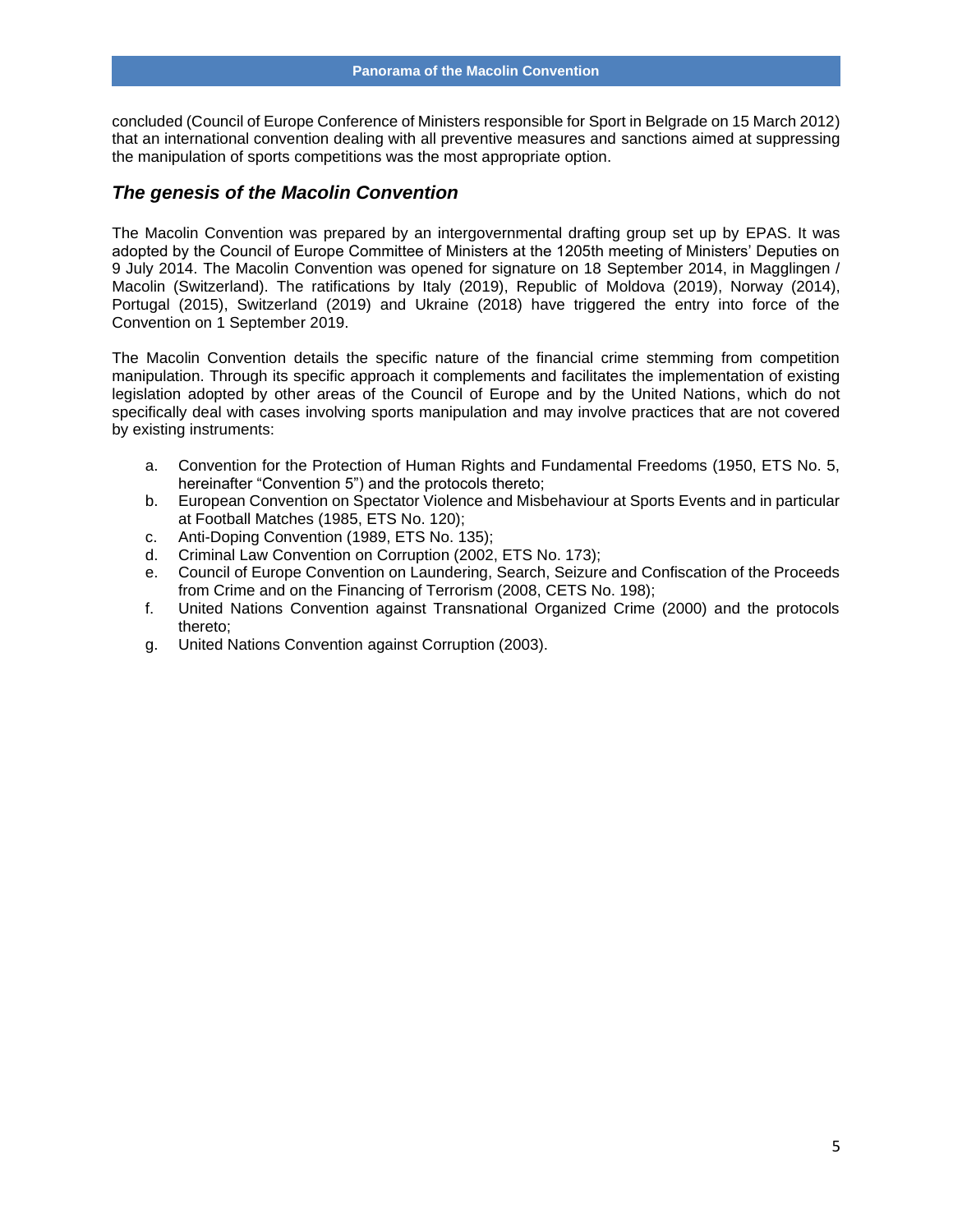concluded (Council of Europe Conference of Ministers responsible for Sport in Belgrade on 15 March 2012) that an international convention dealing with all preventive measures and sanctions aimed at suppressing the manipulation of sports competitions was the most appropriate option.

## *The genesis of the Macolin Convention*

The Macolin Convention was prepared by an intergovernmental drafting group set up by EPAS. It was adopted by the Council of Europe Committee of Ministers at the 1205th meeting of Ministers' Deputies on 9 July 2014. The Macolin Convention was opened for signature on 18 September 2014, in Magglingen / Macolin (Switzerland). The ratifications by Italy (2019), Republic of Moldova (2019), Norway (2014), Portugal (2015), Switzerland (2019) and Ukraine (2018) have triggered the entry into force of the Convention on 1 September 2019.

The Macolin Convention details the specific nature of the financial crime stemming from competition manipulation. Through its specific approach it complements and facilitates the implementation of existing legislation adopted by other areas of the Council of Europe and by the United Nations, which do not specifically deal with cases involving sports manipulation and may involve practices that are not covered by existing instruments:

a. Convention for the Protection of Human Rights and Fundamental Freedoms (1950, ETS No. 5, hereinafter "Convention 5") and the protocols thereto;
b. European Convention on Spectator Violence and Misbehaviour at Sports Events and in particular at Football Matches (1985, ETS No. 120);
c. Anti-Doping Convention (1989, ETS No. 135);
d. Criminal Law Convention on Corruption (2002, ETS No. 173);
e. Council of Europe Convention on Laundering, Search, Seizure and Confiscation of the Proceeds from Crime and on the Financing of Terrorism (2008, CETS No. 198);
f. United Nations Convention against Transnational Organized Crime (2000) and the protocols thereto;
g. United Nations Convention against Corruption (2003).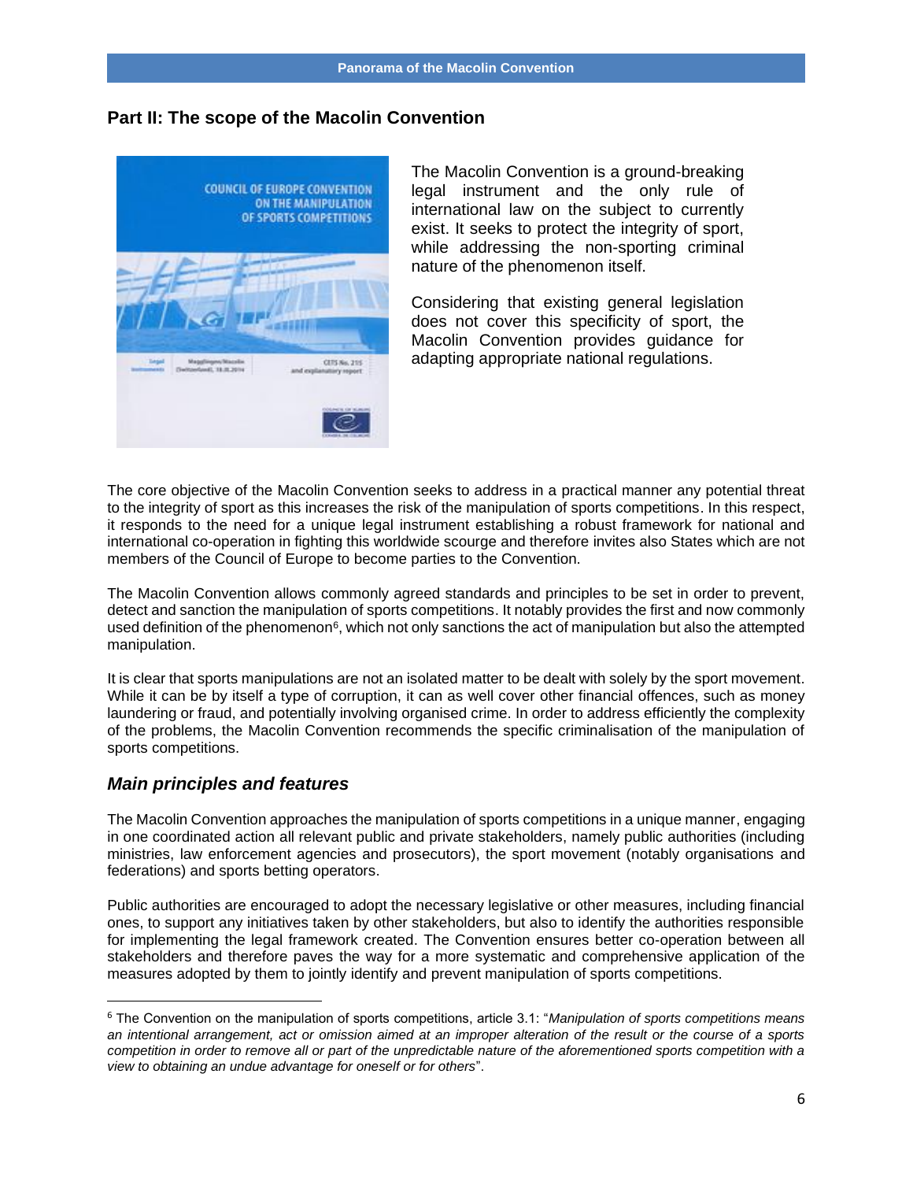## Part II: The scope of the Macolin Convention

The Macolin Convention is a ground-breaking legal instrument and the only rule of international law on the subject to currently exist. It seeks to protect the integrity of sport, while addressing the non-sporting criminal nature of the phenomenon itself.

Considering that existing general legislation does not cover this specificity of sport, the Macolin Convention provides guidance for adapting appropriate national regulations.

The core objective of the Macolin Convention seeks to address in a practical manner any potential threat to the integrity of sport as this increases the risk of the manipulation of sports competitions. In this respect, it responds to the need for a unique legal instrument establishing a robust framework for national and international co-operation in fighting this worldwide scourge and therefore invites also States which are not members of the Council of Europe to become parties to the Convention.

The Macolin Convention allows commonly agreed standards and principles to be set in order to prevent, detect and sanction the manipulation of sports competitions. It notably provides the first and now commonly used definition of the phenomenon[6], which not only sanctions the act of manipulation but also the attempted manipulation.

It is clear that sports manipulations are not an isolated matter to be dealt with solely by the sport movement. While it can be by itself a type of corruption, it can as well cover other financial offences, such as money laundering or fraud, and potentially involving organised crime. In order to address efficiently the complexity of the problems, the Macolin Convention recommends the specific criminalisation of the manipulation of sports competitions.

### *Main principles and features*

The Macolin Convention approaches the manipulation of sports competitions in a unique manner, engaging in one coordinated action all relevant public and private stakeholders, namely public authorities (including ministries, law enforcement agencies and prosecutors), the sport movement (notably organisations and federations) and sports betting operators.

Public authorities are encouraged to adopt the necessary legislative or other measures, including financial ones, to support any initiatives taken by other stakeholders, but also to identify the authorities responsible for implementing the legal framework created. The Convention ensures better co-operation between all stakeholders and therefore paves the way for a more systematic and comprehensive application of the measures adopted by them to jointly identify and prevent manipulation of sports competitions.

---

[6] The Convention on the manipulation of sports competitions, article 3.1: "*Manipulation of sports competitions means an intentional arrangement, act or omission aimed at an improper alteration of the result or the course of a sports competition in order to remove all or part of the unpredictable nature of the aforementioned sports competition with a view to obtaining an undue advantage for oneself or for others*".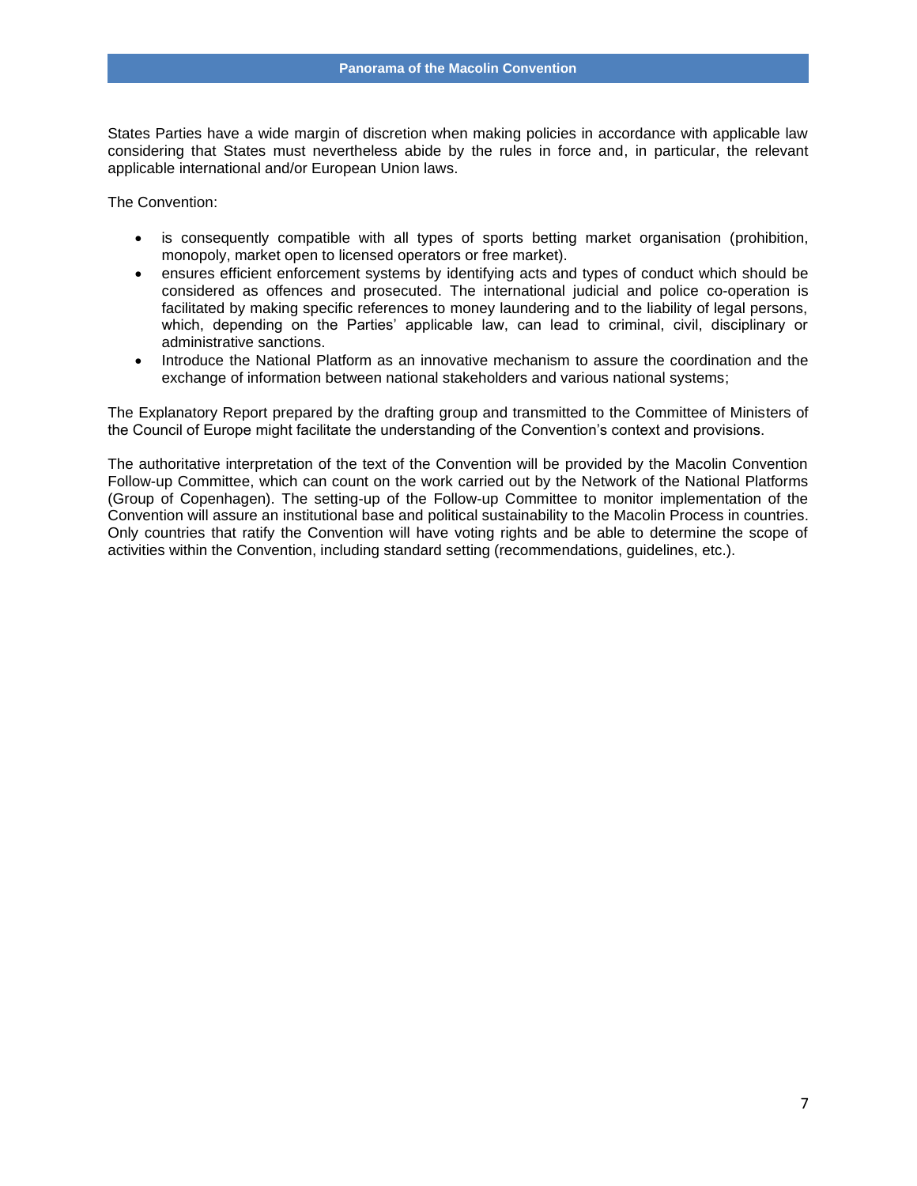States Parties have a wide margin of discretion when making policies in accordance with applicable law considering that States must nevertheless abide by the rules in force and, in particular, the relevant applicable international and/or European Union laws.

The Convention:

- is consequently compatible with all types of sports betting market organisation (prohibition, monopoly, market open to licensed operators or free market).
- ensures efficient enforcement systems by identifying acts and types of conduct which should be considered as offences and prosecuted. The international judicial and police co-operation is facilitated by making specific references to money laundering and to the liability of legal persons, which, depending on the Parties' applicable law, can lead to criminal, civil, disciplinary or administrative sanctions.
- Introduce the National Platform as an innovative mechanism to assure the coordination and the exchange of information between national stakeholders and various national systems;

The Explanatory Report prepared by the drafting group and transmitted to the Committee of Ministers of the Council of Europe might facilitate the understanding of the Convention's context and provisions.

The authoritative interpretation of the text of the Convention will be provided by the Macolin Convention Follow-up Committee, which can count on the work carried out by the Network of the National Platforms (Group of Copenhagen). The setting-up of the Follow-up Committee to monitor implementation of the Convention will assure an institutional base and political sustainability to the Macolin Process in countries. Only countries that ratify the Convention will have voting rights and be able to determine the scope of activities within the Convention, including standard setting (recommendations, guidelines, etc.).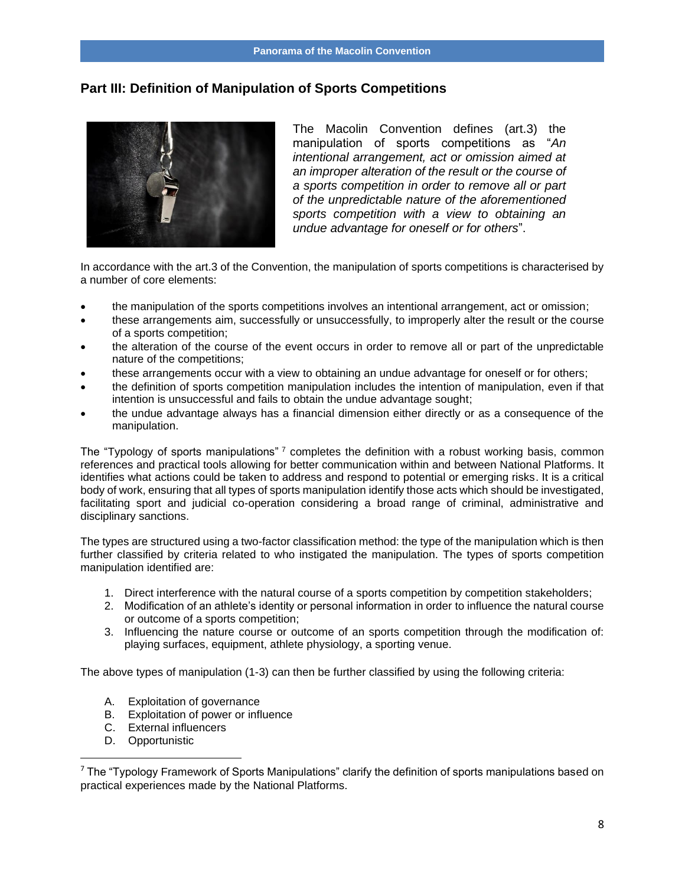## Part III: Definition of Manipulation of Sports Competitions

The Macolin Convention defines (art.3) the manipulation of sports competitions as "*An intentional arrangement, act or omission aimed at an improper alteration of the result or the course of a sports competition in order to remove all or part of the unpredictable nature of the aforementioned sports competition with a view to obtaining an undue advantage for oneself or for others*".

In accordance with the art.3 of the Convention, the manipulation of sports competitions is characterised by a number of core elements:

- the manipulation of the sports competitions involves an intentional arrangement, act or omission;
- these arrangements aim, successfully or unsuccessfully, to improperly alter the result or the course of a sports competition;
- the alteration of the course of the event occurs in order to remove all or part of the unpredictable nature of the competitions;
- these arrangements occur with a view to obtaining an undue advantage for oneself or for others;
- the definition of sports competition manipulation includes the intention of manipulation, even if that intention is unsuccessful and fails to obtain the undue advantage sought;
- the undue advantage always has a financial dimension either directly or as a consequence of the manipulation.

The "Typology of sports manipulations" [7] completes the definition with a robust working basis, common references and practical tools allowing for better communication within and between National Platforms. It identifies what actions could be taken to address and respond to potential or emerging risks. It is a critical body of work, ensuring that all types of sports manipulation identify those acts which should be investigated, facilitating sport and judicial co-operation considering a broad range of criminal, administrative and disciplinary sanctions.

The types are structured using a two-factor classification method: the type of the manipulation which is then further classified by criteria related to who instigated the manipulation. The types of sports competition manipulation identified are:

1. Direct interference with the natural course of a sports competition by competition stakeholders;
2. Modification of an athlete's identity or personal information in order to influence the natural course or outcome of a sports competition;
3. Influencing the nature course or outcome of an sports competition through the modification of: playing surfaces, equipment, athlete physiology, a sporting venue.

The above types of manipulation (1-3) can then be further classified by using the following criteria:

A. Exploitation of governance
B. Exploitation of power or influence
C. External influencers
D. Opportunistic

[7] The "Typology Framework of Sports Manipulations" clarify the definition of sports manipulations based on practical experiences made by the National Platforms.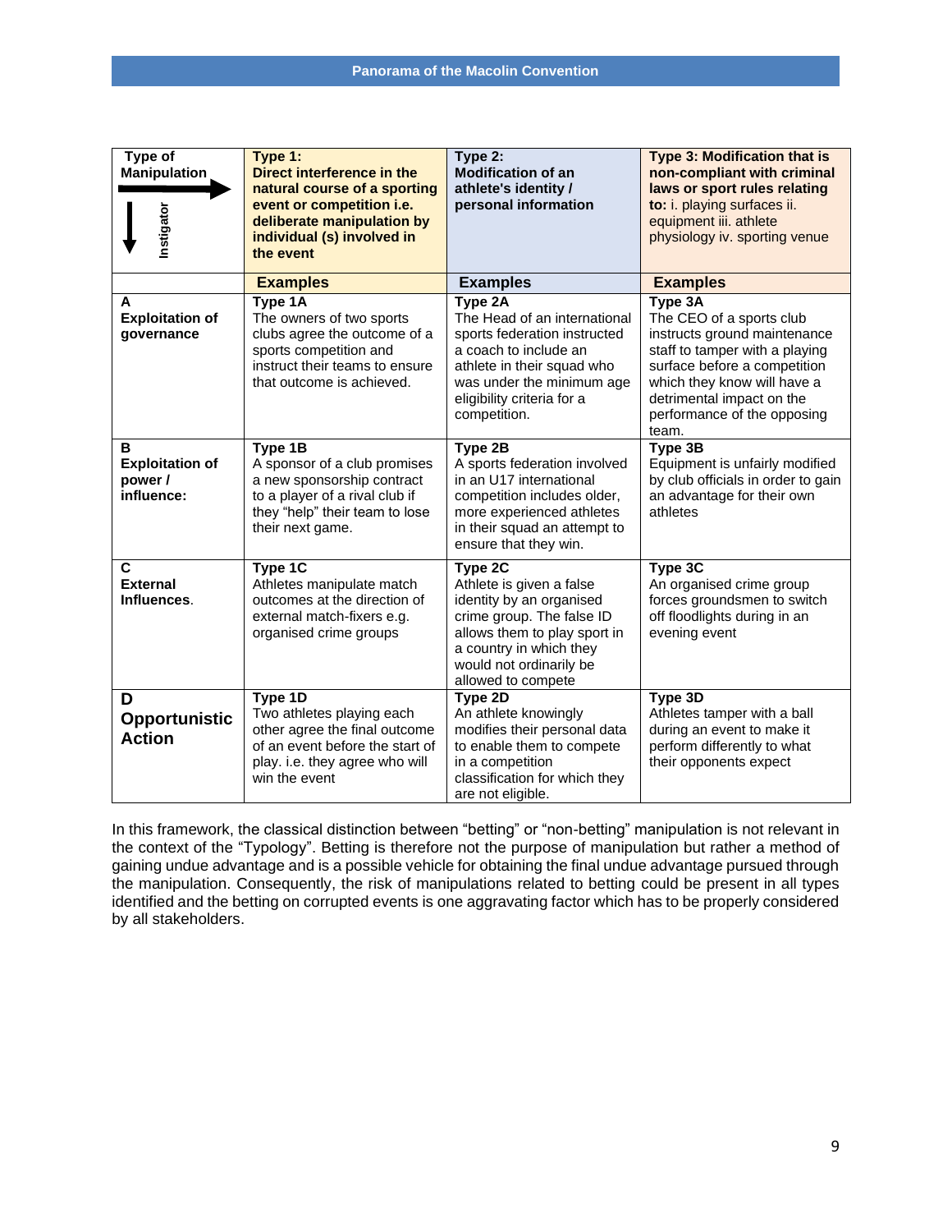| Type of Manipulation → / Instigator ↓ | **Type 1: Direct interference in the natural course of a sporting event or competition i.e. deliberate manipulation by individual (s) involved in the event** | **Type 2: Modification of an athlete's identity / personal information** | **Type 3: Modification that is non-compliant with criminal laws or sport rules relating to:** i. playing surfaces ii. equipment iii. athlete physiology iv. sporting venue |
|---|---|---|---|
| | **Examples** | **Examples** | **Examples** |
| **A Exploitation of governance** | **Type 1A** The owners of two sports clubs agree the outcome of a sports competition and instruct their teams to ensure that outcome is achieved. | **Type 2A** The Head of an international sports federation instructed a coach to include an athlete in their squad who was under the minimum age eligibility criteria for a competition. | **Type 3A** The CEO of a sports club instructs ground maintenance staff to tamper with a playing surface before a competition which they know will have a detrimental impact on the performance of the opposing team. |
| **B Exploitation of power / influence:** | **Type 1B** A sponsor of a club promises a new sponsorship contract to a player of a rival club if they "help" their team to lose their next game. | **Type 2B** A sports federation involved in an U17 international competition includes older, more experienced athletes in their squad an attempt to ensure that they win. | **Type 3B** Equipment is unfairly modified by club officials in order to gain an advantage for their own athletes |
| **C External Influences.** | **Type 1C** Athletes manipulate match outcomes at the direction of external match-fixers e.g. organised crime groups | **Type 2C** Athlete is given a false identity by an organised crime group. The false ID allows them to play sport in a country in which they would not ordinarily be allowed to compete | **Type 3C** An organised crime group forces groundsmen to switch off floodlights during in an evening event |
| **D Opportunistic Action** | **Type 1D** Two athletes playing each other agree the final outcome of an event before the start of play. i.e. they agree who will win the event | **Type 2D** An athlete knowingly modifies their personal data to enable them to compete in a competition classification for which they are not eligible. | **Type 3D** Athletes tamper with a ball during an event to make it perform differently to what their opponents expect |

In this framework, the classical distinction between "betting" or "non-betting" manipulation is not relevant in the context of the "Typology". Betting is therefore not the purpose of manipulation but rather a method of gaining undue advantage and is a possible vehicle for obtaining the final undue advantage pursued through the manipulation. Consequently, the risk of manipulations related to betting could be present in all types identified and the betting on corrupted events is one aggravating factor which has to be properly considered by all stakeholders.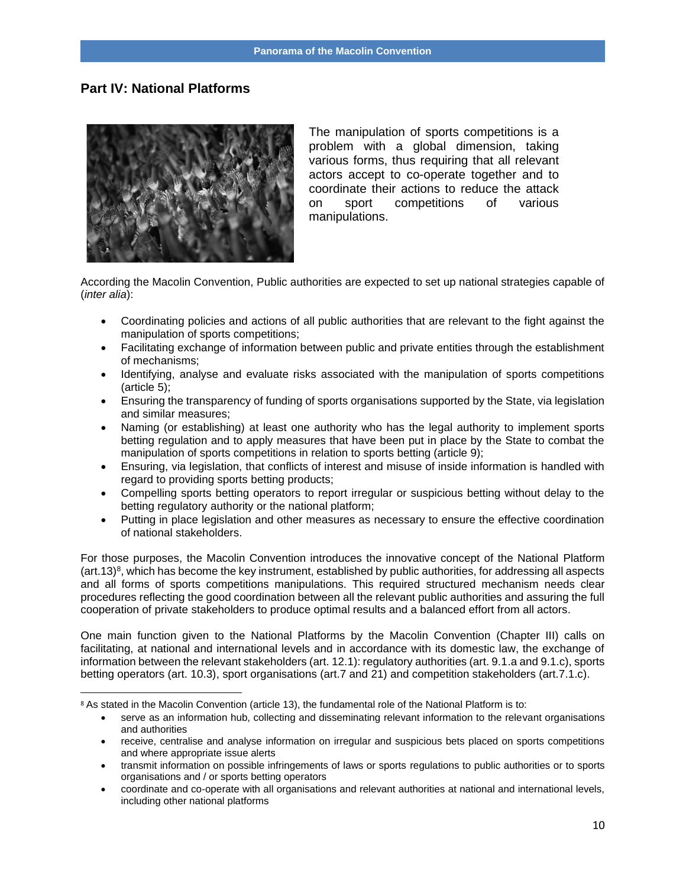## Part IV: National Platforms

The manipulation of sports competitions is a problem with a global dimension, taking various forms, thus requiring that all relevant actors accept to co-operate together and to coordinate their actions to reduce the attack on sport competitions of various manipulations.

According the Macolin Convention, Public authorities are expected to set up national strategies capable of (*inter alia*):

- Coordinating policies and actions of all public authorities that are relevant to the fight against the manipulation of sports competitions;
- Facilitating exchange of information between public and private entities through the establishment of mechanisms;
- Identifying, analyse and evaluate risks associated with the manipulation of sports competitions (article 5);
- Ensuring the transparency of funding of sports organisations supported by the State, via legislation and similar measures;
- Naming (or establishing) at least one authority who has the legal authority to implement sports betting regulation and to apply measures that have been put in place by the State to combat the manipulation of sports competitions in relation to sports betting (article 9);
- Ensuring, via legislation, that conflicts of interest and misuse of inside information is handled with regard to providing sports betting products;
- Compelling sports betting operators to report irregular or suspicious betting without delay to the betting regulatory authority or the national platform;
- Putting in place legislation and other measures as necessary to ensure the effective coordination of national stakeholders.

For those purposes, the Macolin Convention introduces the innovative concept of the National Platform (art.13)[8], which has become the key instrument, established by public authorities, for addressing all aspects and all forms of sports competitions manipulations. This required structured mechanism needs clear procedures reflecting the good coordination between all the relevant public authorities and assuring the full cooperation of private stakeholders to produce optimal results and a balanced effort from all actors.

One main function given to the National Platforms by the Macolin Convention (Chapter III) calls on facilitating, at national and international levels and in accordance with its domestic law, the exchange of information between the relevant stakeholders (art. 12.1): regulatory authorities (art. 9.1.a and 9.1.c), sports betting operators (art. 10.3), sport organisations (art.7 and 21) and competition stakeholders (art.7.1.c).

---

[8] As stated in the Macolin Convention (article 13), the fundamental role of the National Platform is to:

- serve as an information hub, collecting and disseminating relevant information to the relevant organisations and authorities
- receive, centralise and analyse information on irregular and suspicious bets placed on sports competitions and where appropriate issue alerts
- transmit information on possible infringements of laws or sports regulations to public authorities or to sports organisations and / or sports betting operators
- coordinate and co-operate with all organisations and relevant authorities at national and international levels, including other national platforms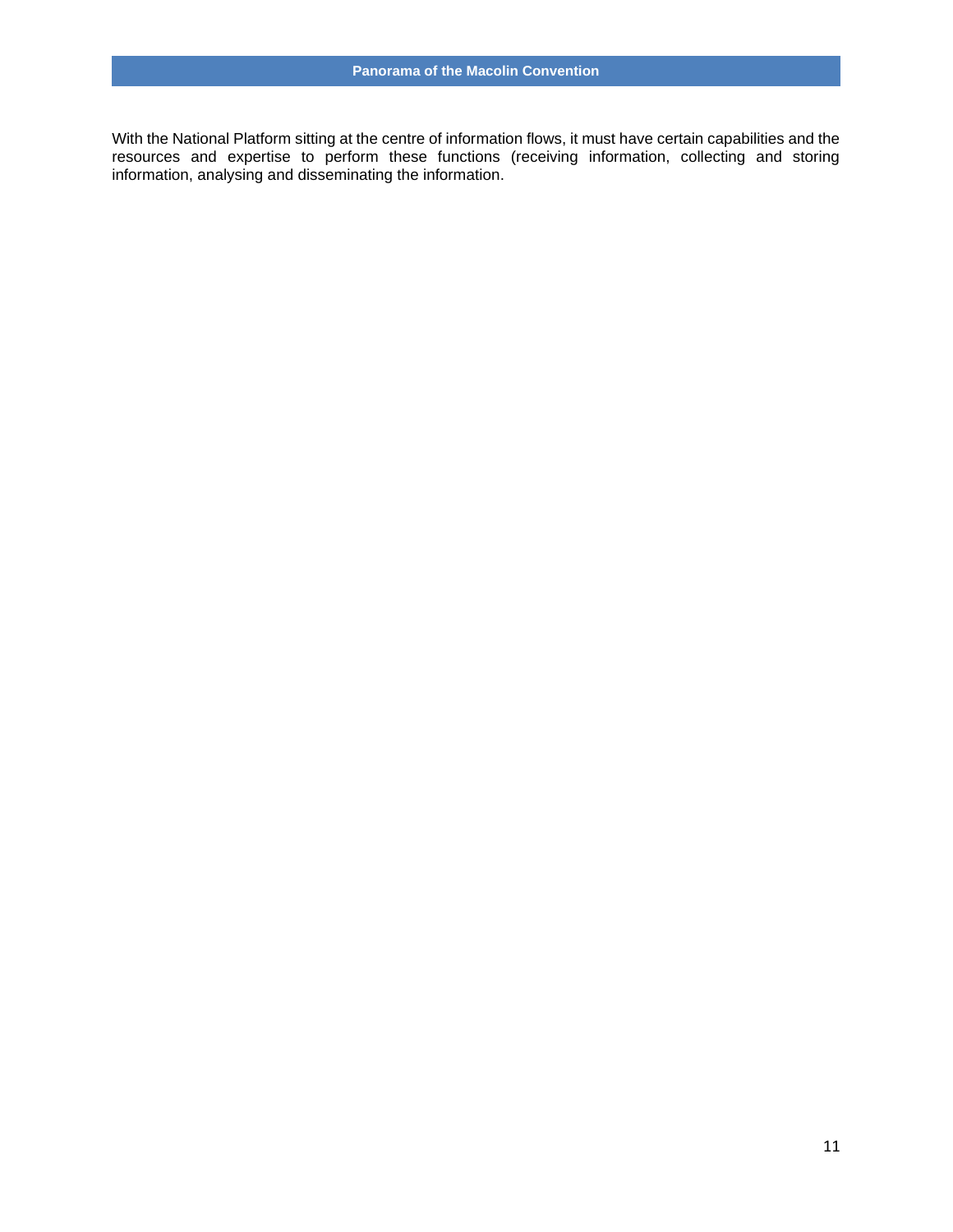With the National Platform sitting at the centre of information flows, it must have certain capabilities and the resources and expertise to perform these functions (receiving information, collecting and storing information, analysing and disseminating the information.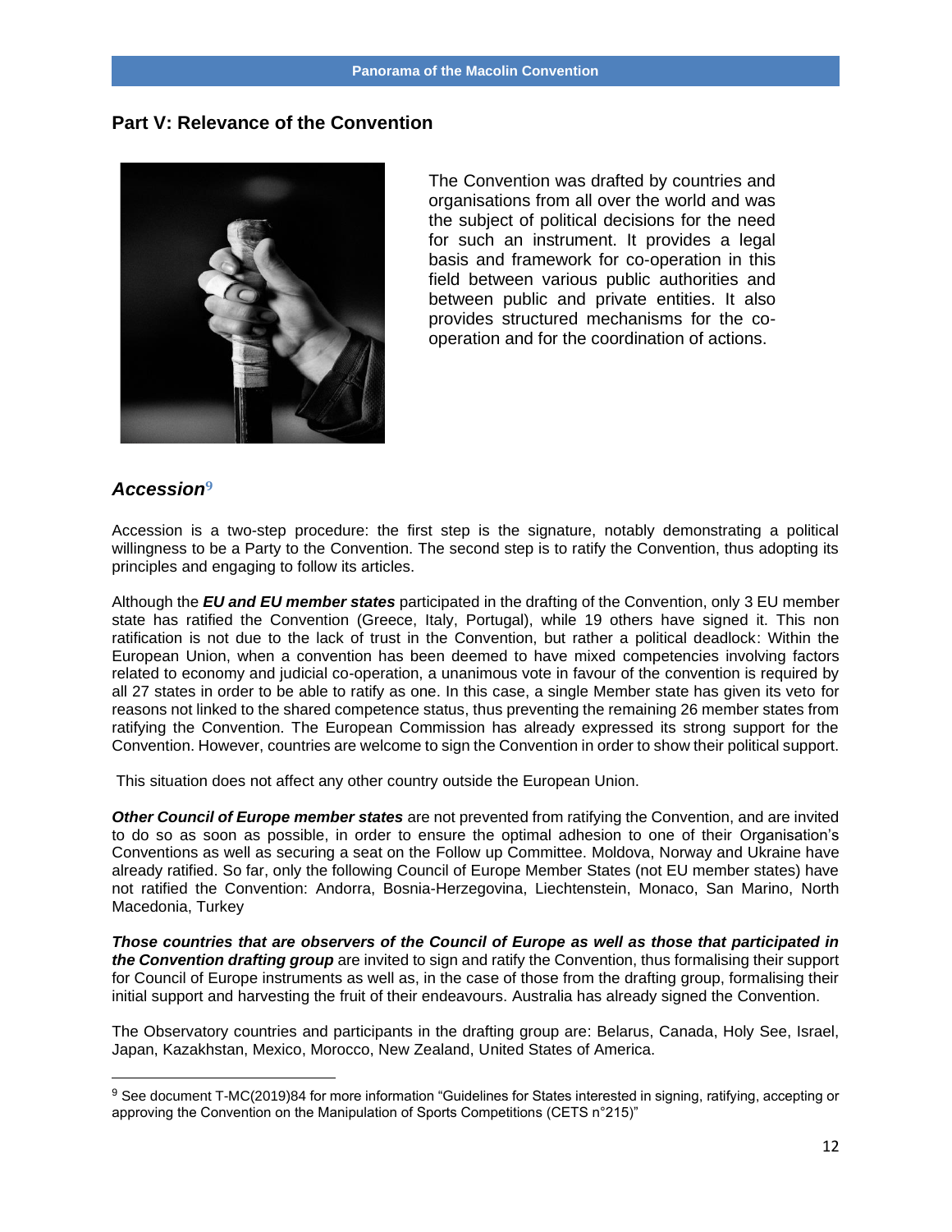## Part V: Relevance of the Convention

The Convention was drafted by countries and organisations from all over the world and was the subject of political decisions for the need for such an instrument. It provides a legal basis and framework for co-operation in this field between various public authorities and between public and private entities. It also provides structured mechanisms for the co-operation and for the coordination of actions.

### *Accession*[9]

Accession is a two-step procedure: the first step is the signature, notably demonstrating a political willingness to be a Party to the Convention. The second step is to ratify the Convention, thus adopting its principles and engaging to follow its articles.

Although the ***EU and EU member states*** participated in the drafting of the Convention, only 3 EU member state has ratified the Convention (Greece, Italy, Portugal), while 19 others have signed it. This non ratification is not due to the lack of trust in the Convention, but rather a political deadlock: Within the European Union, when a convention has been deemed to have mixed competencies involving factors related to economy and judicial co-operation, a unanimous vote in favour of the convention is required by all 27 states in order to be able to ratify as one. In this case, a single Member state has given its veto for reasons not linked to the shared competence status, thus preventing the remaining 26 member states from ratifying the Convention. The European Commission has already expressed its strong support for the Convention. However, countries are welcome to sign the Convention in order to show their political support.

This situation does not affect any other country outside the European Union.

***Other Council of Europe member states*** are not prevented from ratifying the Convention, and are invited to do so as soon as possible, in order to ensure the optimal adhesion to one of their Organisation's Conventions as well as securing a seat on the Follow up Committee. Moldova, Norway and Ukraine have already ratified. So far, only the following Council of Europe Member States (not EU member states) have not ratified the Convention: Andorra, Bosnia-Herzegovina, Liechtenstein, Monaco, San Marino, North Macedonia, Turkey

***Those countries that are observers of the Council of Europe as well as those that participated in the Convention drafting group*** are invited to sign and ratify the Convention, thus formalising their support for Council of Europe instruments as well as, in the case of those from the drafting group, formalising their initial support and harvesting the fruit of their endeavours. Australia has already signed the Convention.

The Observatory countries and participants in the drafting group are: Belarus, Canada, Holy See, Israel, Japan, Kazakhstan, Mexico, Morocco, New Zealand, United States of America.

---

[9] See document T-MC(2019)84 for more information "Guidelines for States interested in signing, ratifying, accepting or approving the Convention on the Manipulation of Sports Competitions (CETS n°215)"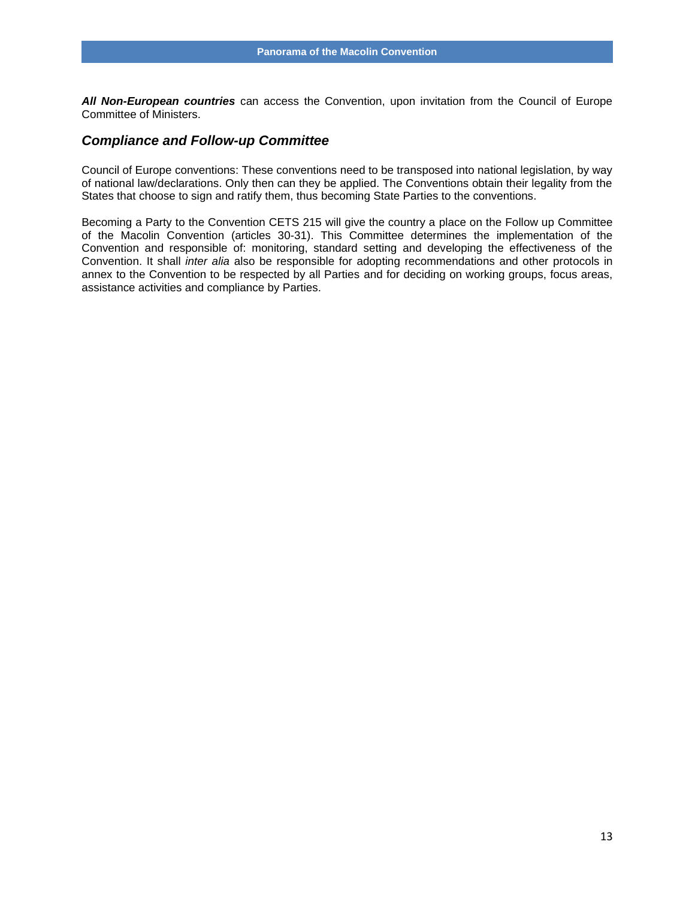***All Non-European countries*** can access the Convention, upon invitation from the Council of Europe Committee of Ministers.

## *Compliance and Follow-up Committee*

Council of Europe conventions: These conventions need to be transposed into national legislation, by way of national law/declarations. Only then can they be applied. The Conventions obtain their legality from the States that choose to sign and ratify them, thus becoming State Parties to the conventions.

Becoming a Party to the Convention CETS 215 will give the country a place on the Follow up Committee of the Macolin Convention (articles 30-31). This Committee determines the implementation of the Convention and responsible of: monitoring, standard setting and developing the effectiveness of the Convention. It shall *inter alia* also be responsible for adopting recommendations and other protocols in annex to the Convention to be respected by all Parties and for deciding on working groups, focus areas, assistance activities and compliance by Parties.